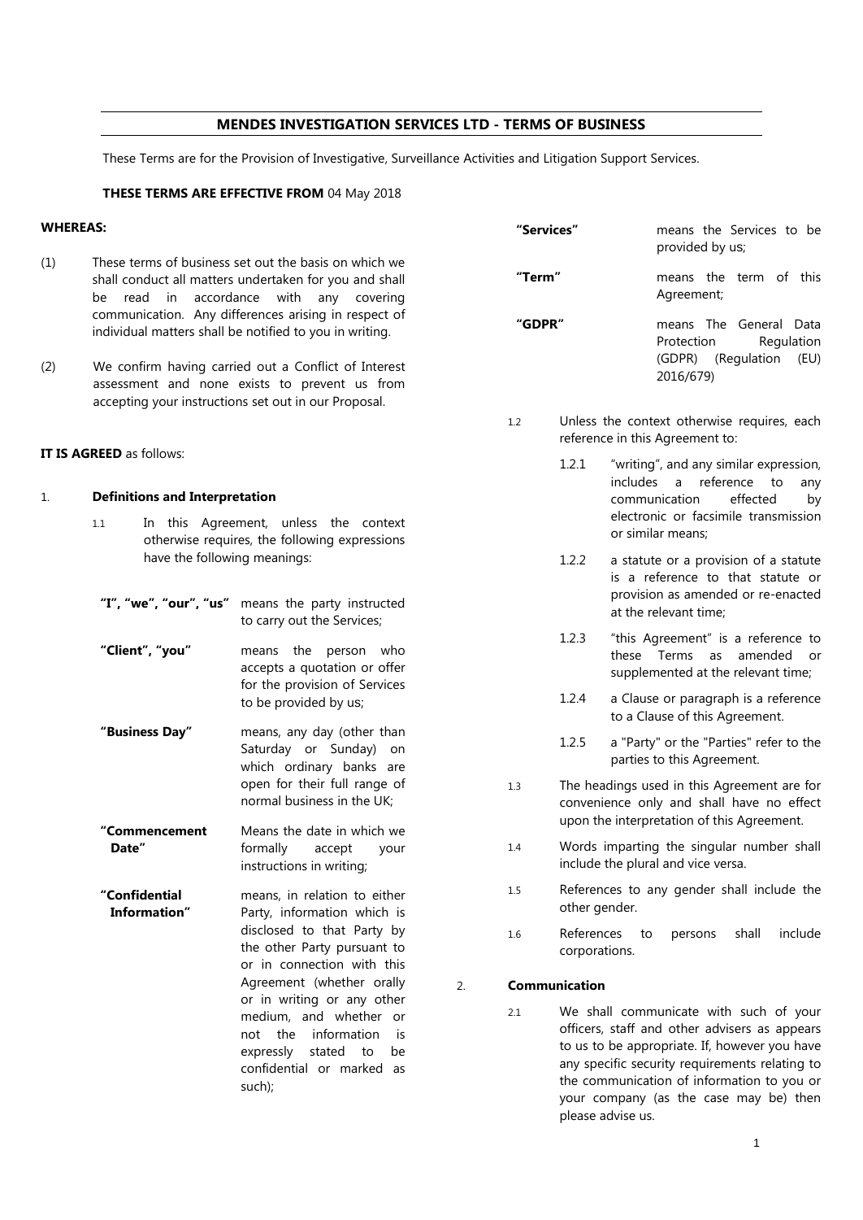# MENDES INVESTIGATION SERVICES LTD - TERMS OF BUSINESS

These Terms are for the Provision of Investigative, Surveillance Activities and Litigation Support Services.

**THESE TERMS ARE EFFECTIVE FROM** 04 May 2018

**WHEREAS:**

(1) These terms of business set out the basis on which we shall conduct all matters undertaken for you and shall be read in accordance with any covering communication. Any differences arising in respect of individual matters shall be notified to you in writing.

(2) We confirm having carried out a Conflict of Interest assessment and none exists to prevent us from accepting your instructions set out in our Proposal.

**IT IS AGREED** as follows:

## 1. Definitions and Interpretation

1.1 In this Agreement, unless the context otherwise requires, the following expressions have the following meanings:

| | |
|---|---|
| **"I", "we", "our", "us"** | means the party instructed to carry out the Services; |
| **"Client", "you"** | means the person who accepts a quotation or offer for the provision of Services to be provided by us; |
| **"Business Day"** | means, any day (other than Saturday or Sunday) on which ordinary banks are open for their full range of normal business in the UK; |
| **"Commencement Date"** | Means the date in which we formally accept your instructions in writing; |
| **"Confidential Information"** | means, in relation to either Party, information which is disclosed to that Party by the other Party pursuant to or in connection with this Agreement (whether orally or in writing or any other medium, and whether or not the information is expressly stated to be confidential or marked as such); |
| **"Services"** | means the Services to be provided by us; |
| **"Term"** | means the term of this Agreement; |
| **"GDPR"** | means The General Data Protection Regulation (GDPR) (Regulation (EU) 2016/679) |

1.2 Unless the context otherwise requires, each reference in this Agreement to:

1.2.1 "writing", and any similar expression, includes a reference to any communication effected by electronic or facsimile transmission or similar means;

1.2.2 a statute or a provision of a statute is a reference to that statute or provision as amended or re-enacted at the relevant time;

1.2.3 "this Agreement" is a reference to these Terms as amended or supplemented at the relevant time;

1.2.4 a Clause or paragraph is a reference to a Clause of this Agreement.

1.2.5 a "Party" or the "Parties" refer to the parties to this Agreement.

1.3 The headings used in this Agreement are for convenience only and shall have no effect upon the interpretation of this Agreement.

1.4 Words imparting the singular number shall include the plural and vice versa.

1.5 References to any gender shall include the other gender.

1.6 References to persons shall include corporations.

## 2. Communication

2.1 We shall communicate with such of your officers, staff and other advisers as appears to us to be appropriate. If, however you have any specific security requirements relating to the communication of information to you or your company (as the case may be) then please advise us.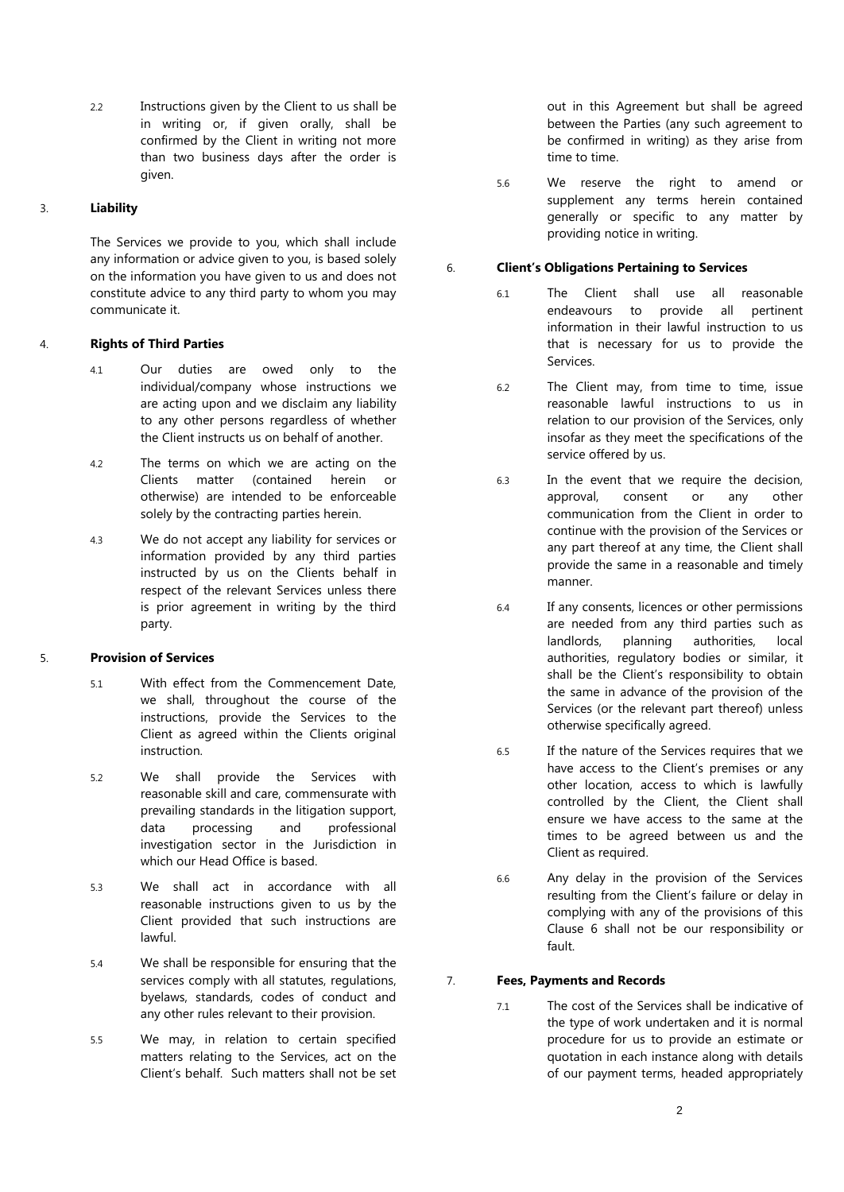2.2 Instructions given by the Client to us shall be in writing or, if given orally, shall be confirmed by the Client in writing not more than two business days after the order is given.

3. **Liability**

The Services we provide to you, which shall include any information or advice given to you, is based solely on the information you have given to us and does not constitute advice to any third party to whom you may communicate it.

4. **Rights of Third Parties**

4.1 Our duties are owed only to the individual/company whose instructions we are acting upon and we disclaim any liability to any other persons regardless of whether the Client instructs us on behalf of another.

4.2 The terms on which we are acting on the Clients matter (contained herein or otherwise) are intended to be enforceable solely by the contracting parties herein.

4.3 We do not accept any liability for services or information provided by any third parties instructed by us on the Clients behalf in respect of the relevant Services unless there is prior agreement in writing by the third party.

5. **Provision of Services**

5.1 With effect from the Commencement Date, we shall, throughout the course of the instructions, provide the Services to the Client as agreed within the Clients original instruction.

5.2 We shall provide the Services with reasonable skill and care, commensurate with prevailing standards in the litigation support, data processing and professional investigation sector in the Jurisdiction in which our Head Office is based.

5.3 We shall act in accordance with all reasonable instructions given to us by the Client provided that such instructions are lawful.

5.4 We shall be responsible for ensuring that the services comply with all statutes, regulations, byelaws, standards, codes of conduct and any other rules relevant to their provision.

5.5 We may, in relation to certain specified matters relating to the Services, act on the Client's behalf. Such matters shall not be set out in this Agreement but shall be agreed between the Parties (any such agreement to be confirmed in writing) as they arise from time to time.

5.6 We reserve the right to amend or supplement any terms herein contained generally or specific to any matter by providing notice in writing.

6. **Client's Obligations Pertaining to Services**

6.1 The Client shall use all reasonable endeavours to provide all pertinent information in their lawful instruction to us that is necessary for us to provide the Services.

6.2 The Client may, from time to time, issue reasonable lawful instructions to us in relation to our provision of the Services, only insofar as they meet the specifications of the service offered by us.

6.3 In the event that we require the decision, approval, consent or any other communication from the Client in order to continue with the provision of the Services or any part thereof at any time, the Client shall provide the same in a reasonable and timely manner.

6.4 If any consents, licences or other permissions are needed from any third parties such as landlords, planning authorities, local authorities, regulatory bodies or similar, it shall be the Client's responsibility to obtain the same in advance of the provision of the Services (or the relevant part thereof) unless otherwise specifically agreed.

6.5 If the nature of the Services requires that we have access to the Client's premises or any other location, access to which is lawfully controlled by the Client, the Client shall ensure we have access to the same at the times to be agreed between us and the Client as required.

6.6 Any delay in the provision of the Services resulting from the Client's failure or delay in complying with any of the provisions of this Clause 6 shall not be our responsibility or fault.

7. **Fees, Payments and Records**

7.1 The cost of the Services shall be indicative of the type of work undertaken and it is normal procedure for us to provide an estimate or quotation in each instance along with details of our payment terms, headed appropriately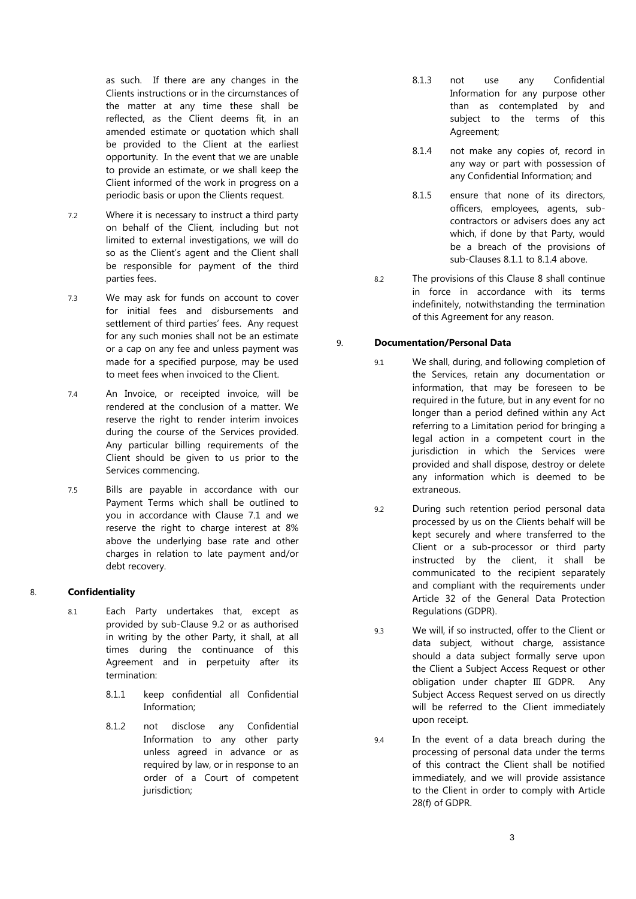as such. If there are any changes in the Clients instructions or in the circumstances of the matter at any time these shall be reflected, as the Client deems fit, in an amended estimate or quotation which shall be provided to the Client at the earliest opportunity. In the event that we are unable to provide an estimate, or we shall keep the Client informed of the work in progress on a periodic basis or upon the Clients request.

7.2 Where it is necessary to instruct a third party on behalf of the Client, including but not limited to external investigations, we will do so as the Client's agent and the Client shall be responsible for payment of the third parties fees.

7.3 We may ask for funds on account to cover for initial fees and disbursements and settlement of third parties' fees. Any request for any such monies shall not be an estimate or a cap on any fee and unless payment was made for a specified purpose, may be used to meet fees when invoiced to the Client.

7.4 An Invoice, or receipted invoice, will be rendered at the conclusion of a matter. We reserve the right to render interim invoices during the course of the Services provided. Any particular billing requirements of the Client should be given to us prior to the Services commencing.

7.5 Bills are payable in accordance with our Payment Terms which shall be outlined to you in accordance with Clause 7.1 and we reserve the right to charge interest at 8% above the underlying base rate and other charges in relation to late payment and/or debt recovery.

## 8. Confidentiality

8.1 Each Party undertakes that, except as provided by sub-Clause 9.2 or as authorised in writing by the other Party, it shall, at all times during the continuance of this Agreement and in perpetuity after its termination:

8.1.1 keep confidential all Confidential Information;

8.1.2 not disclose any Confidential Information to any other party unless agreed in advance or as required by law, or in response to an order of a Court of competent jurisdiction;

8.1.3 not use any Confidential Information for any purpose other than as contemplated by and subject to the terms of this Agreement;

8.1.4 not make any copies of, record in any way or part with possession of any Confidential Information; and

8.1.5 ensure that none of its directors, officers, employees, agents, sub-contractors or advisers does any act which, if done by that Party, would be a breach of the provisions of sub-Clauses 8.1.1 to 8.1.4 above.

8.2 The provisions of this Clause 8 shall continue in force in accordance with its terms indefinitely, notwithstanding the termination of this Agreement for any reason.

## 9. Documentation/Personal Data

9.1 We shall, during, and following completion of the Services, retain any documentation or information, that may be foreseen to be required in the future, but in any event for no longer than a period defined within any Act referring to a Limitation period for bringing a legal action in a competent court in the jurisdiction in which the Services were provided and shall dispose, destroy or delete any information which is deemed to be extraneous.

9.2 During such retention period personal data processed by us on the Clients behalf will be kept securely and where transferred to the Client or a sub-processor or third party instructed by the client, it shall be communicated to the recipient separately and compliant with the requirements under Article 32 of the General Data Protection Regulations (GDPR).

9.3 We will, if so instructed, offer to the Client or data subject, without charge, assistance should a data subject formally serve upon the Client a Subject Access Request or other obligation under chapter III GDPR. Any Subject Access Request served on us directly will be referred to the Client immediately upon receipt.

9.4 In the event of a data breach during the processing of personal data under the terms of this contract the Client shall be notified immediately, and we will provide assistance to the Client in order to comply with Article 28(f) of GDPR.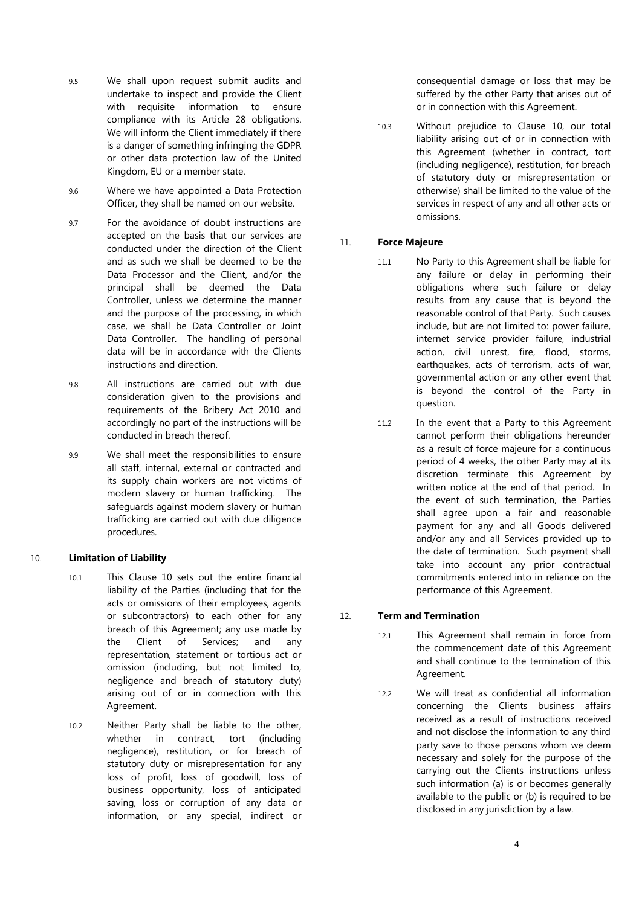9.5 We shall upon request submit audits and undertake to inspect and provide the Client with requisite information to ensure compliance with its Article 28 obligations. We will inform the Client immediately if there is a danger of something infringing the GDPR or other data protection law of the United Kingdom, EU or a member state.

9.6 Where we have appointed a Data Protection Officer, they shall be named on our website.

9.7 For the avoidance of doubt instructions are accepted on the basis that our services are conducted under the direction of the Client and as such we shall be deemed to be the Data Processor and the Client, and/or the principal shall be deemed the Data Controller, unless we determine the manner and the purpose of the processing, in which case, we shall be Data Controller or Joint Data Controller. The handling of personal data will be in accordance with the Clients instructions and direction.

9.8 All instructions are carried out with due consideration given to the provisions and requirements of the Bribery Act 2010 and accordingly no part of the instructions will be conducted in breach thereof.

9.9 We shall meet the responsibilities to ensure all staff, internal, external or contracted and its supply chain workers are not victims of modern slavery or human trafficking. The safeguards against modern slavery or human trafficking are carried out with due diligence procedures.

## 10. Limitation of Liability

10.1 This Clause 10 sets out the entire financial liability of the Parties (including that for the acts or omissions of their employees, agents or subcontractors) to each other for any breach of this Agreement; any use made by the Client of Services; and any representation, statement or tortious act or omission (including, but not limited to, negligence and breach of statutory duty) arising out of or in connection with this Agreement.

10.2 Neither Party shall be liable to the other, whether in contract, tort (including negligence), restitution, or for breach of statutory duty or misrepresentation for any loss of profit, loss of goodwill, loss of business opportunity, loss of anticipated saving, loss or corruption of any data or information, or any special, indirect or consequential damage or loss that may be suffered by the other Party that arises out of or in connection with this Agreement.

10.3 Without prejudice to Clause 10, our total liability arising out of or in connection with this Agreement (whether in contract, tort (including negligence), restitution, for breach of statutory duty or misrepresentation or otherwise) shall be limited to the value of the services in respect of any and all other acts or omissions.

## 11. Force Majeure

11.1 No Party to this Agreement shall be liable for any failure or delay in performing their obligations where such failure or delay results from any cause that is beyond the reasonable control of that Party. Such causes include, but are not limited to: power failure, internet service provider failure, industrial action, civil unrest, fire, flood, storms, earthquakes, acts of terrorism, acts of war, governmental action or any other event that is beyond the control of the Party in question.

11.2 In the event that a Party to this Agreement cannot perform their obligations hereunder as a result of force majeure for a continuous period of 4 weeks, the other Party may at its discretion terminate this Agreement by written notice at the end of that period. In the event of such termination, the Parties shall agree upon a fair and reasonable payment for any and all Goods delivered and/or any and all Services provided up to the date of termination. Such payment shall take into account any prior contractual commitments entered into in reliance on the performance of this Agreement.

## 12. Term and Termination

12.1 This Agreement shall remain in force from the commencement date of this Agreement and shall continue to the termination of this Agreement.

12.2 We will treat as confidential all information concerning the Clients business affairs received as a result of instructions received and not disclose the information to any third party save to those persons whom we deem necessary and solely for the purpose of the carrying out the Clients instructions unless such information (a) is or becomes generally available to the public or (b) is required to be disclosed in any jurisdiction by a law.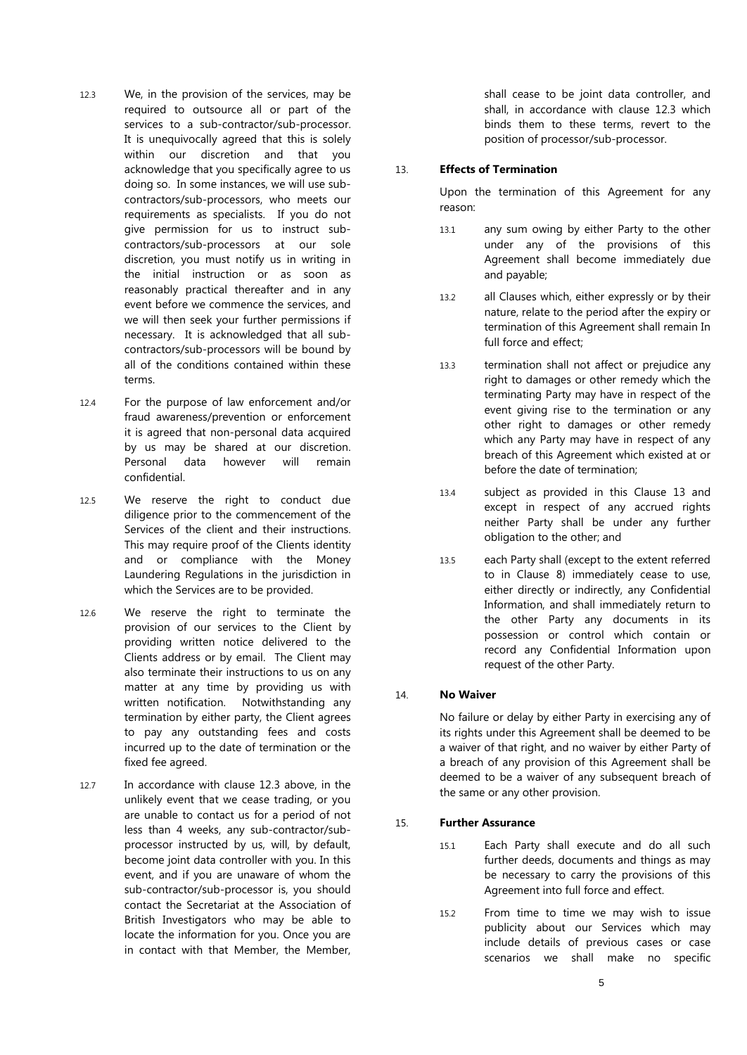12.3 We, in the provision of the services, may be required to outsource all or part of the services to a sub-contractor/sub-processor. It is unequivocally agreed that this is solely within our discretion and that you acknowledge that you specifically agree to us doing so. In some instances, we will use sub-contractors/sub-processors, who meets our requirements as specialists. If you do not give permission for us to instruct sub-contractors/sub-processors at our sole discretion, you must notify us in writing in the initial instruction or as soon as reasonably practical thereafter and in any event before we commence the services, and we will then seek your further permissions if necessary. It is acknowledged that all sub-contractors/sub-processors will be bound by all of the conditions contained within these terms.

12.4 For the purpose of law enforcement and/or fraud awareness/prevention or enforcement it is agreed that non-personal data acquired by us may be shared at our discretion. Personal data however will remain confidential.

12.5 We reserve the right to conduct due diligence prior to the commencement of the Services of the client and their instructions. This may require proof of the Clients identity and or compliance with the Money Laundering Regulations in the jurisdiction in which the Services are to be provided.

12.6 We reserve the right to terminate the provision of our services to the Client by providing written notice delivered to the Clients address or by email. The Client may also terminate their instructions to us on any matter at any time by providing us with written notification. Notwithstanding any termination by either party, the Client agrees to pay any outstanding fees and costs incurred up to the date of termination or the fixed fee agreed.

12.7 In accordance with clause 12.3 above, in the unlikely event that we cease trading, or you are unable to contact us for a period of not less than 4 weeks, any sub-contractor/sub-processor instructed by us, will, by default, become joint data controller with you. In this event, and if you are unaware of whom the sub-contractor/sub-processor is, you should contact the Secretariat at the Association of British Investigators who may be able to locate the information for you. Once you are in contact with that Member, the Member, shall cease to be joint data controller, and shall, in accordance with clause 12.3 which binds them to these terms, revert to the position of processor/sub-processor.

## 13. Effects of Termination

Upon the termination of this Agreement for any reason:

13.1 any sum owing by either Party to the other under any of the provisions of this Agreement shall become immediately due and payable;

13.2 all Clauses which, either expressly or by their nature, relate to the period after the expiry or termination of this Agreement shall remain In full force and effect;

13.3 termination shall not affect or prejudice any right to damages or other remedy which the terminating Party may have in respect of the event giving rise to the termination or any other right to damages or other remedy which any Party may have in respect of any breach of this Agreement which existed at or before the date of termination;

13.4 subject as provided in this Clause 13 and except in respect of any accrued rights neither Party shall be under any further obligation to the other; and

13.5 each Party shall (except to the extent referred to in Clause 8) immediately cease to use, either directly or indirectly, any Confidential Information, and shall immediately return to the other Party any documents in its possession or control which contain or record any Confidential Information upon request of the other Party.

## 14. No Waiver

No failure or delay by either Party in exercising any of its rights under this Agreement shall be deemed to be a waiver of that right, and no waiver by either Party of a breach of any provision of this Agreement shall be deemed to be a waiver of any subsequent breach of the same or any other provision.

## 15. Further Assurance

15.1 Each Party shall execute and do all such further deeds, documents and things as may be necessary to carry the provisions of this Agreement into full force and effect.

15.2 From time to time we may wish to issue publicity about our Services which may include details of previous cases or case scenarios we shall make no specific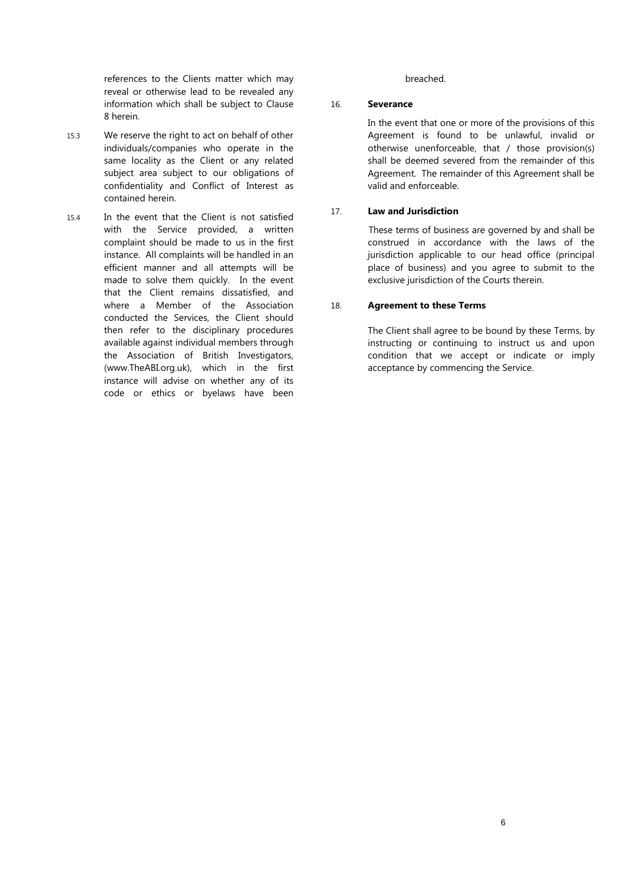references to the Clients matter which may reveal or otherwise lead to be revealed any information which shall be subject to Clause 8 herein.

15.3 We reserve the right to act on behalf of other individuals/companies who operate in the same locality as the Client or any related subject area subject to our obligations of confidentiality and Conflict of Interest as contained herein.

15.4 In the event that the Client is not satisfied with the Service provided, a written complaint should be made to us in the first instance. All complaints will be handled in an efficient manner and all attempts will be made to solve them quickly. In the event that the Client remains dissatisfied, and where a Member of the Association conducted the Services, the Client should then refer to the disciplinary procedures available against individual members through the Association of British Investigators, (www.TheABI.org.uk), which in the first instance will advise on whether any of its code or ethics or byelaws have been breached.

16. **Severance**

In the event that one or more of the provisions of this Agreement is found to be unlawful, invalid or otherwise unenforceable, that / those provision(s) shall be deemed severed from the remainder of this Agreement. The remainder of this Agreement shall be valid and enforceable.

17. **Law and Jurisdiction**

These terms of business are governed by and shall be construed in accordance with the laws of the jurisdiction applicable to our head office (principal place of business) and you agree to submit to the exclusive jurisdiction of the Courts therein.

18. **Agreement to these Terms**

The Client shall agree to be bound by these Terms, by instructing or continuing to instruct us and upon condition that we accept or indicate or imply acceptance by commencing the Service.